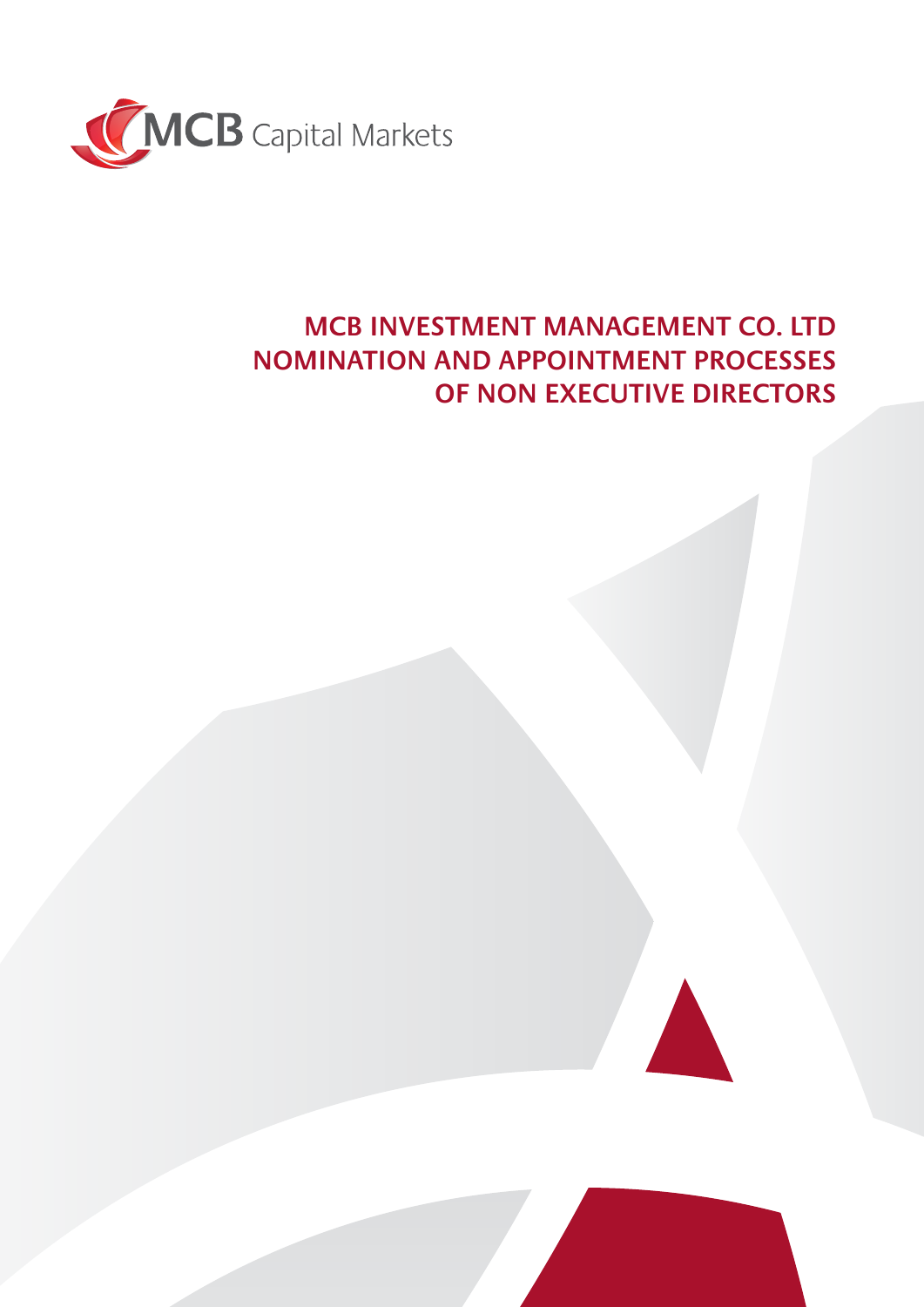MCB Capital Markets

# MCB INVESTMENT MANAGEMENT CO. LTD
# NOMINATION AND APPOINTMENT PROCESSES OF NON EXECUTIVE DIRECTORS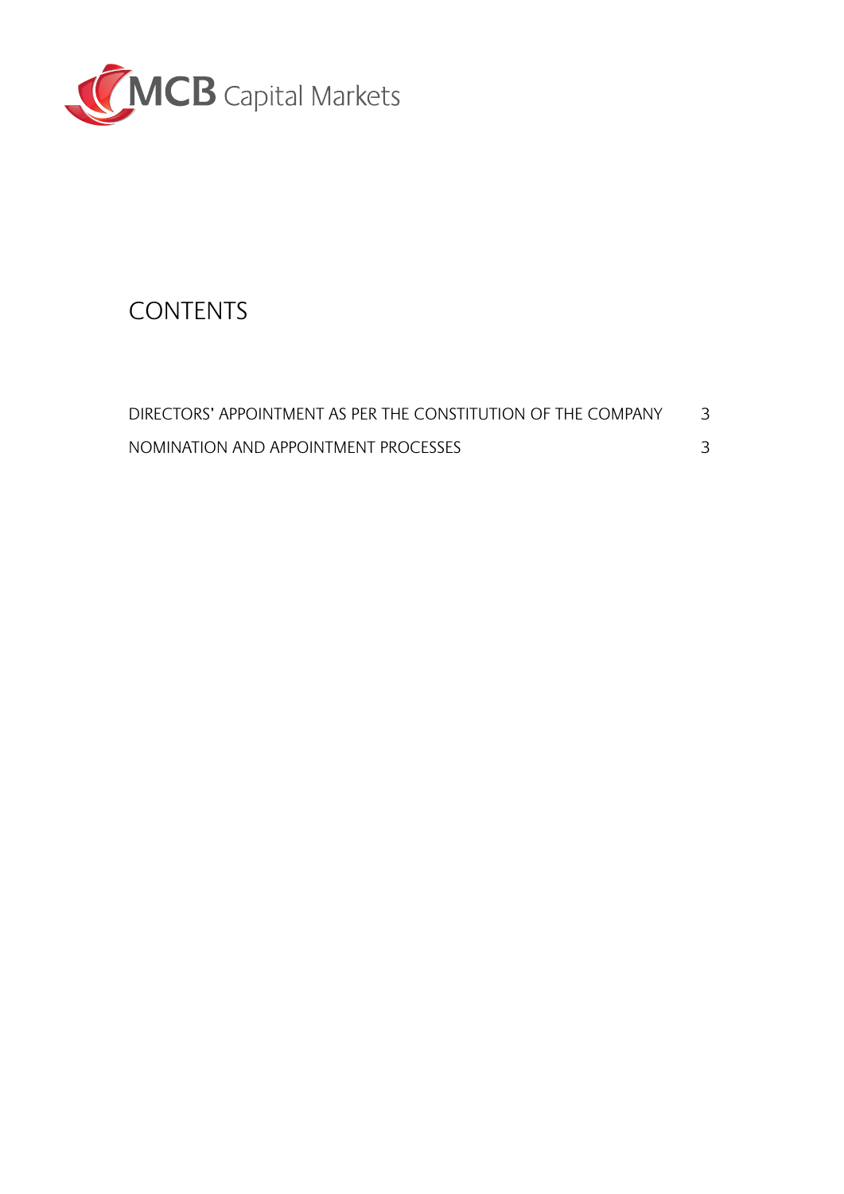# CONTENTS

| | |
|---|---|
| DIRECTORS' APPOINTMENT AS PER THE CONSTITUTION OF THE COMPANY | 3 |
| NOMINATION AND APPOINTMENT PROCESSES | 3 |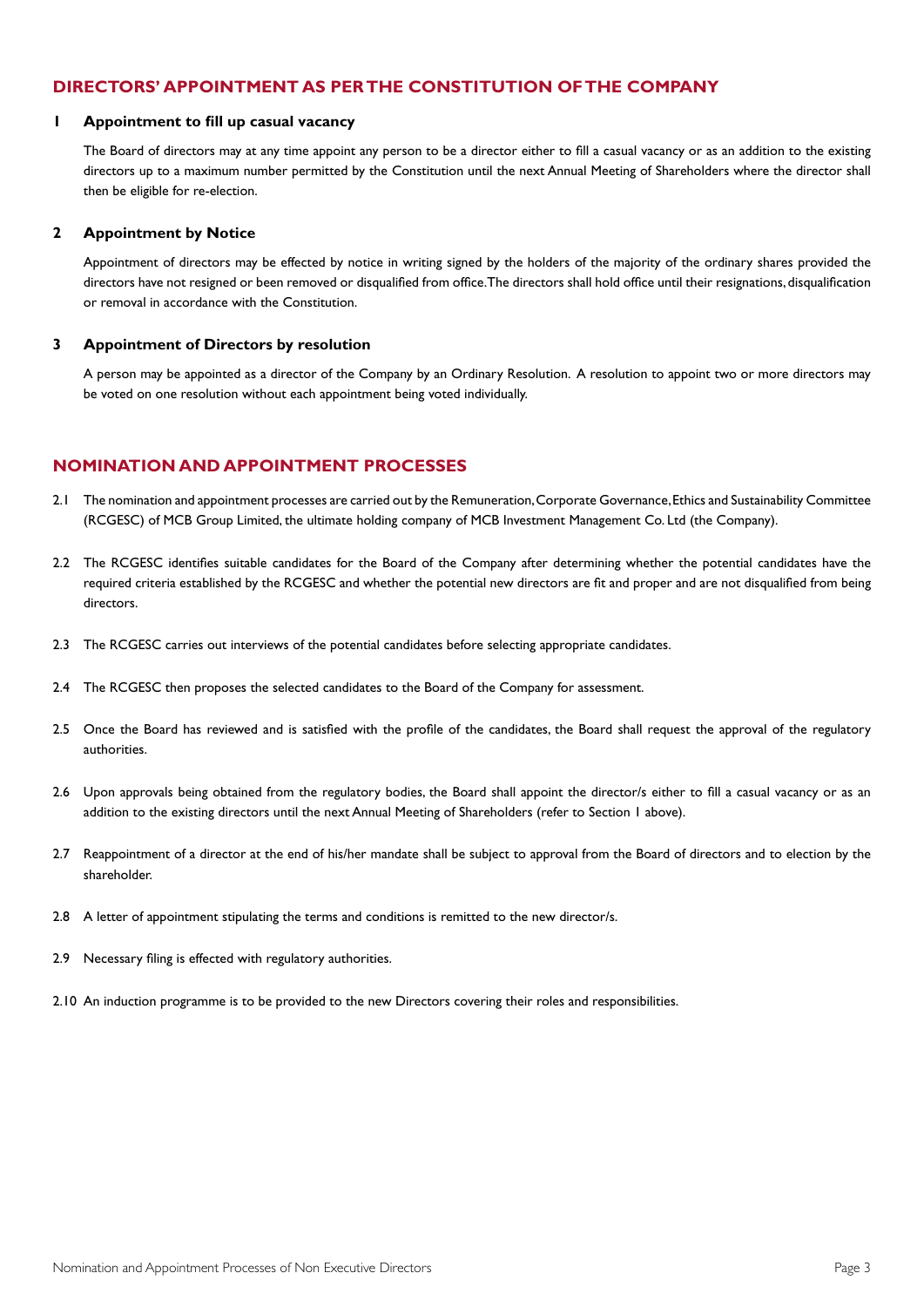## DIRECTORS' APPOINTMENT AS PER THE CONSTITUTION OF THE COMPANY

### 1 Appointment to fill up casual vacancy

The Board of directors may at any time appoint any person to be a director either to fill a casual vacancy or as an addition to the existing directors up to a maximum number permitted by the Constitution until the next Annual Meeting of Shareholders where the director shall then be eligible for re-election.

### 2 Appointment by Notice

Appointment of directors may be effected by notice in writing signed by the holders of the majority of the ordinary shares provided the directors have not resigned or been removed or disqualified from office. The directors shall hold office until their resignations, disqualification or removal in accordance with the Constitution.

### 3 Appointment of Directors by resolution

A person may be appointed as a director of the Company by an Ordinary Resolution. A resolution to appoint two or more directors may be voted on one resolution without each appointment being voted individually.

## NOMINATION AND APPOINTMENT PROCESSES

2.1 The nomination and appointment processes are carried out by the Remuneration, Corporate Governance, Ethics and Sustainability Committee (RCGESC) of MCB Group Limited, the ultimate holding company of MCB Investment Management Co. Ltd (the Company).

2.2 The RCGESC identifies suitable candidates for the Board of the Company after determining whether the potential candidates have the required criteria established by the RCGESC and whether the potential new directors are fit and proper and are not disqualified from being directors.

2.3 The RCGESC carries out interviews of the potential candidates before selecting appropriate candidates.

2.4 The RCGESC then proposes the selected candidates to the Board of the Company for assessment.

2.5 Once the Board has reviewed and is satisfied with the profile of the candidates, the Board shall request the approval of the regulatory authorities.

2.6 Upon approvals being obtained from the regulatory bodies, the Board shall appoint the director/s either to fill a casual vacancy or as an addition to the existing directors until the next Annual Meeting of Shareholders (refer to Section 1 above).

2.7 Reappointment of a director at the end of his/her mandate shall be subject to approval from the Board of directors and to election by the shareholder.

2.8 A letter of appointment stipulating the terms and conditions is remitted to the new director/s.

2.9 Necessary filing is effected with regulatory authorities.

2.10 An induction programme is to be provided to the new Directors covering their roles and responsibilities.